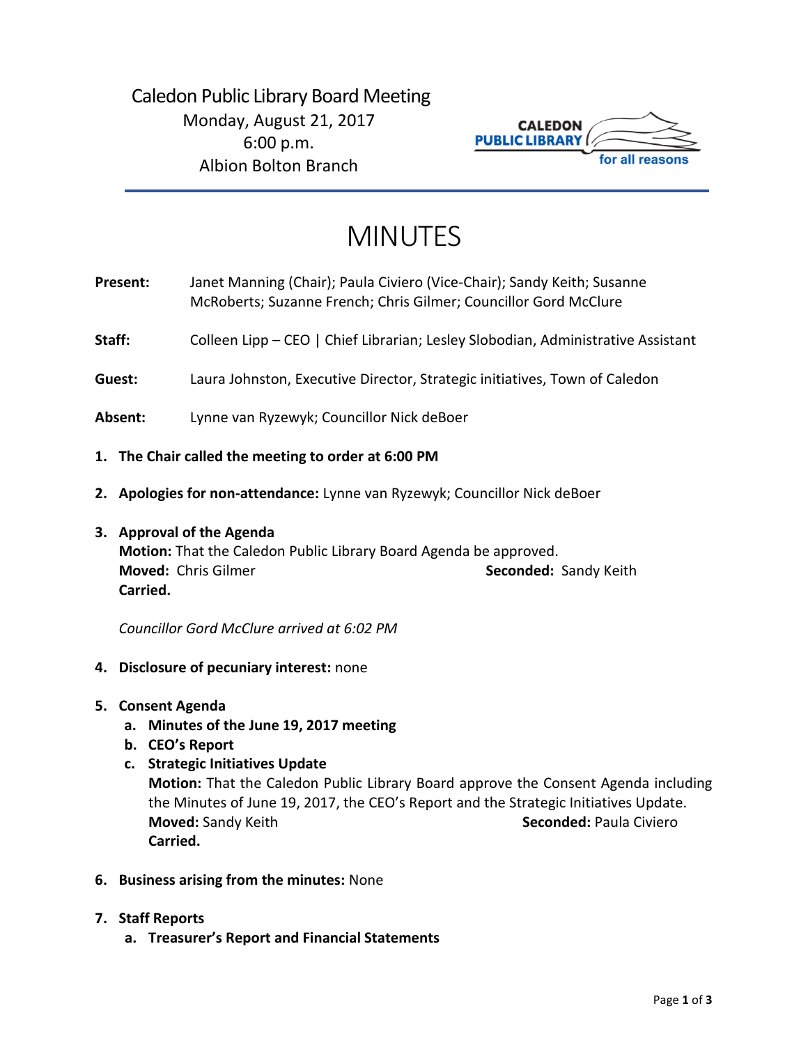Caledon Public Library Board Meeting
Monday, August 21, 2017
6:00 p.m.
Albion Bolton Branch

# MINUTES

**Present:** Janet Manning (Chair); Paula Civiero (Vice-Chair); Sandy Keith; Susanne McRoberts; Suzanne French; Chris Gilmer; Councillor Gord McClure

**Staff:** Colleen Lipp – CEO | Chief Librarian; Lesley Slobodian, Administrative Assistant

**Guest:** Laura Johnston, Executive Director, Strategic initiatives, Town of Caledon

**Absent:** Lynne van Ryzewyk; Councillor Nick deBoer

1. **The Chair called the meeting to order at 6:00 PM**

2. **Apologies for non-attendance:** Lynne van Ryzewyk; Councillor Nick deBoer

3. **Approval of the Agenda**
   **Motion:** That the Caledon Public Library Board Agenda be approved.
   **Moved:** Chris Gilmer **Seconded:** Sandy Keith
   **Carried.**

   *Councillor Gord McClure arrived at 6:02 PM*

4. **Disclosure of pecuniary interest:** none

5. **Consent Agenda**
   a. **Minutes of the June 19, 2017 meeting**
   b. **CEO's Report**
   c. **Strategic Initiatives Update**
      **Motion:** That the Caledon Public Library Board approve the Consent Agenda including the Minutes of June 19, 2017, the CEO's Report and the Strategic Initiatives Update.
      **Moved:** Sandy Keith **Seconded:** Paula Civiero
      **Carried.**

6. **Business arising from the minutes:** None

7. **Staff Reports**
   a. **Treasurer's Report and Financial Statements**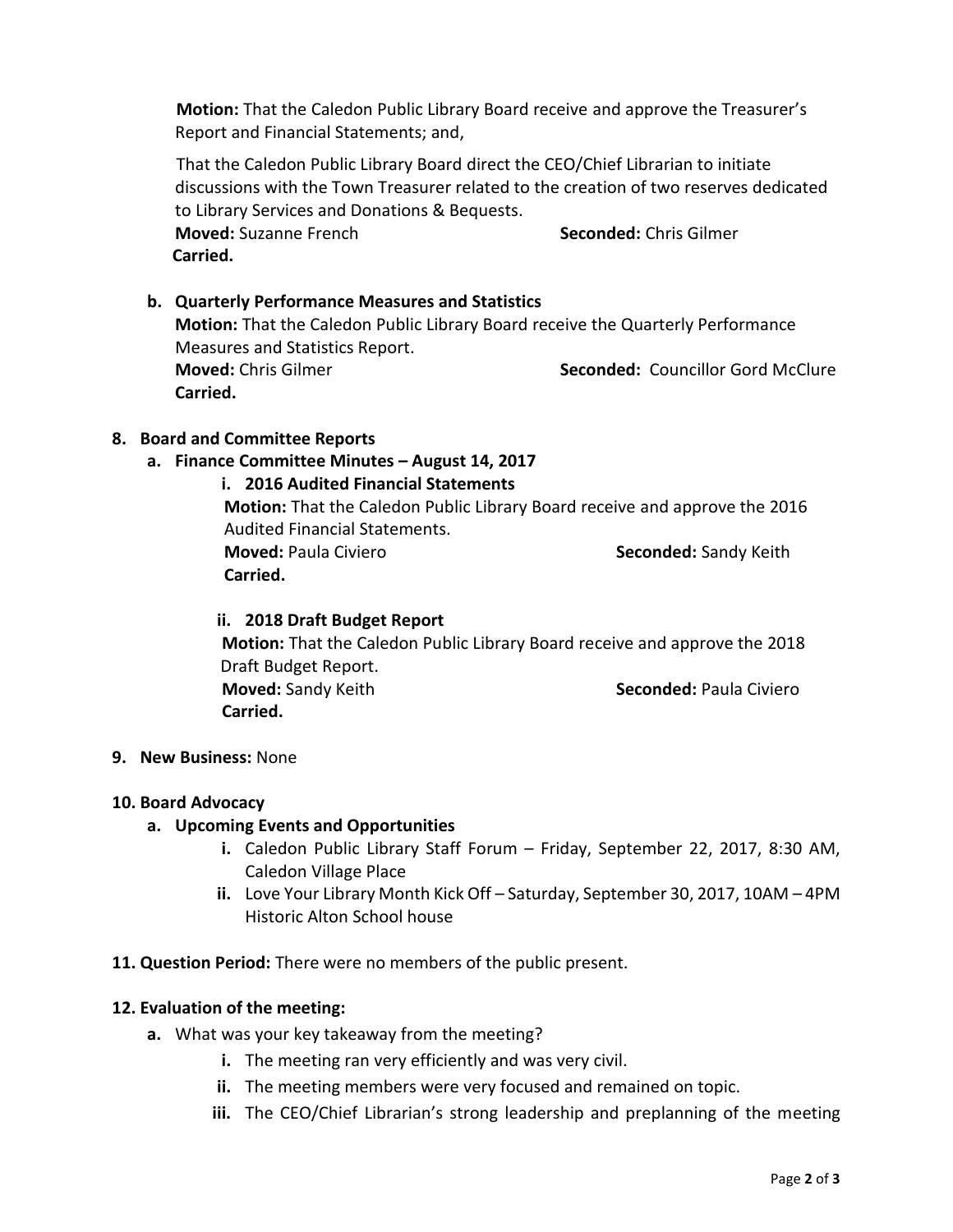**Motion:** That the Caledon Public Library Board receive and approve the Treasurer's Report and Financial Statements; and,

That the Caledon Public Library Board direct the CEO/Chief Librarian to initiate discussions with the Town Treasurer related to the creation of two reserves dedicated to Library Services and Donations & Bequests.

**Moved:** Suzanne French **Seconded:** Chris Gilmer

**Carried.**

b. **Quarterly Performance Measures and Statistics**

**Motion:** That the Caledon Public Library Board receive the Quarterly Performance Measures and Statistics Report.

**Moved:** Chris Gilmer **Seconded:** Councillor Gord McClure

**Carried.**

**8. Board and Committee Reports**

a. **Finance Committee Minutes – August 14, 2017**

i. **2016 Audited Financial Statements**

**Motion:** That the Caledon Public Library Board receive and approve the 2016 Audited Financial Statements.

**Moved:** Paula Civiero **Seconded:** Sandy Keith

**Carried.**

ii. **2018 Draft Budget Report**

**Motion:** That the Caledon Public Library Board receive and approve the 2018 Draft Budget Report.

**Moved:** Sandy Keith **Seconded:** Paula Civiero

**Carried.**

**9. New Business:** None

**10. Board Advocacy**

a. **Upcoming Events and Opportunities**

i. Caledon Public Library Staff Forum – Friday, September 22, 2017, 8:30 AM, Caledon Village Place

ii. Love Your Library Month Kick Off – Saturday, September 30, 2017, 10AM – 4PM Historic Alton School house

**11. Question Period:** There were no members of the public present.

**12. Evaluation of the meeting:**

a. What was your key takeaway from the meeting?

i. The meeting ran very efficiently and was very civil.

ii. The meeting members were very focused and remained on topic.

iii. The CEO/Chief Librarian's strong leadership and preplanning of the meeting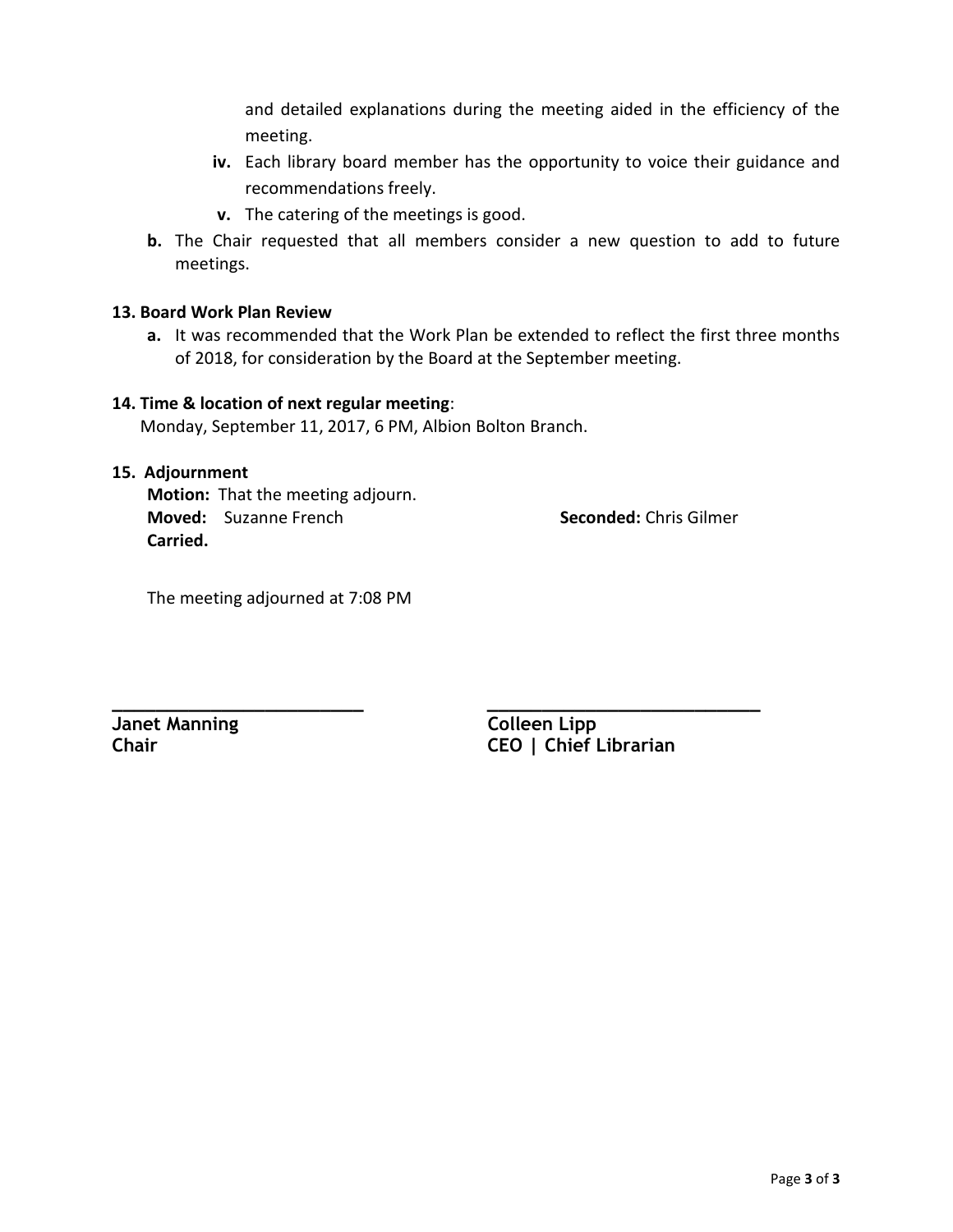and detailed explanations during the meeting aided in the efficiency of the meeting.

   iv. Each library board member has the opportunity to voice their guidance and recommendations freely.

   v. The catering of the meetings is good.

b. The Chair requested that all members consider a new question to add to future meetings.

**13. Board Work Plan Review**

a. It was recommended that the Work Plan be extended to reflect the first three months of 2018, for consideration by the Board at the September meeting.

**14. Time & location of next regular meeting**:
Monday, September 11, 2017, 6 PM, Albion Bolton Branch.

**15. Adjournment**

**Motion:** That the meeting adjourn.
**Moved:** Suzanne French **Seconded:** Chris Gilmer
**Carried.**

The meeting adjourned at 7:08 PM

\_\_\_\_\_\_\_\_\_\_\_\_\_\_\_\_\_\_\_\_\_\_\_\_\_\_ \_\_\_\_\_\_\_\_\_\_\_\_\_\_\_\_\_\_\_\_\_\_\_\_\_\_\_\_\_

**Janet Manning**
**Chair**

**Colleen Lipp**
**CEO | Chief Librarian**